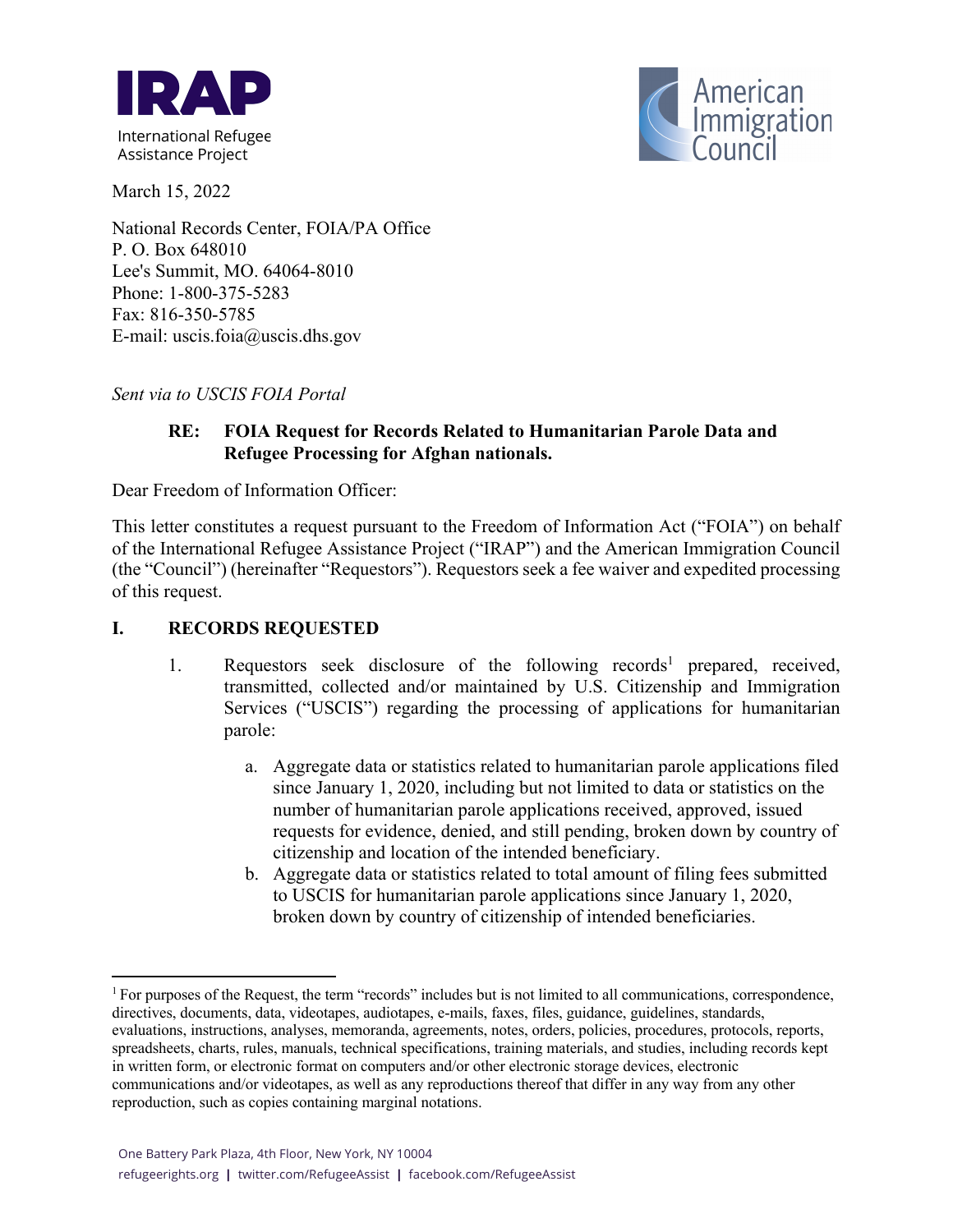IRAP
International Refugee Assistance Project

American Immigration Council

March 15, 2022

National Records Center, FOIA/PA Office
P. O. Box 648010
Lee's Summit, MO. 64064-8010
Phone: 1-800-375-5283
Fax: 816-350-5785
E-mail: uscis.foia@uscis.dhs.gov

*Sent via to USCIS FOIA Portal*

**RE: FOIA Request for Records Related to Humanitarian Parole Data and Refugee Processing for Afghan nationals.**

Dear Freedom of Information Officer:

This letter constitutes a request pursuant to the Freedom of Information Act ("FOIA") on behalf of the International Refugee Assistance Project ("IRAP") and the American Immigration Council (the "Council") (hereinafter "Requestors"). Requestors seek a fee waiver and expedited processing of this request.

## I. RECORDS REQUESTED

1. Requestors seek disclosure of the following records[1] prepared, received, transmitted, collected and/or maintained by U.S. Citizenship and Immigration Services ("USCIS") regarding the processing of applications for humanitarian parole:

   a. Aggregate data or statistics related to humanitarian parole applications filed since January 1, 2020, including but not limited to data or statistics on the number of humanitarian parole applications received, approved, issued requests for evidence, denied, and still pending, broken down by country of citizenship and location of the intended beneficiary.

   b. Aggregate data or statistics related to total amount of filing fees submitted to USCIS for humanitarian parole applications since January 1, 2020, broken down by country of citizenship of intended beneficiaries.

---

[1] For purposes of the Request, the term "records" includes but is not limited to all communications, correspondence, directives, documents, data, videotapes, audiotapes, e-mails, faxes, files, guidance, guidelines, standards, evaluations, instructions, analyses, memoranda, agreements, notes, orders, policies, procedures, protocols, reports, spreadsheets, charts, rules, manuals, technical specifications, training materials, and studies, including records kept in written form, or electronic format on computers and/or other electronic storage devices, electronic communications and/or videotapes, as well as any reproductions thereof that differ in any way from any other reproduction, such as copies containing marginal notations.

One Battery Park Plaza, 4th Floor, New York, NY 10004
refugeerights.org | twitter.com/RefugeeAssist | facebook.com/RefugeeAssist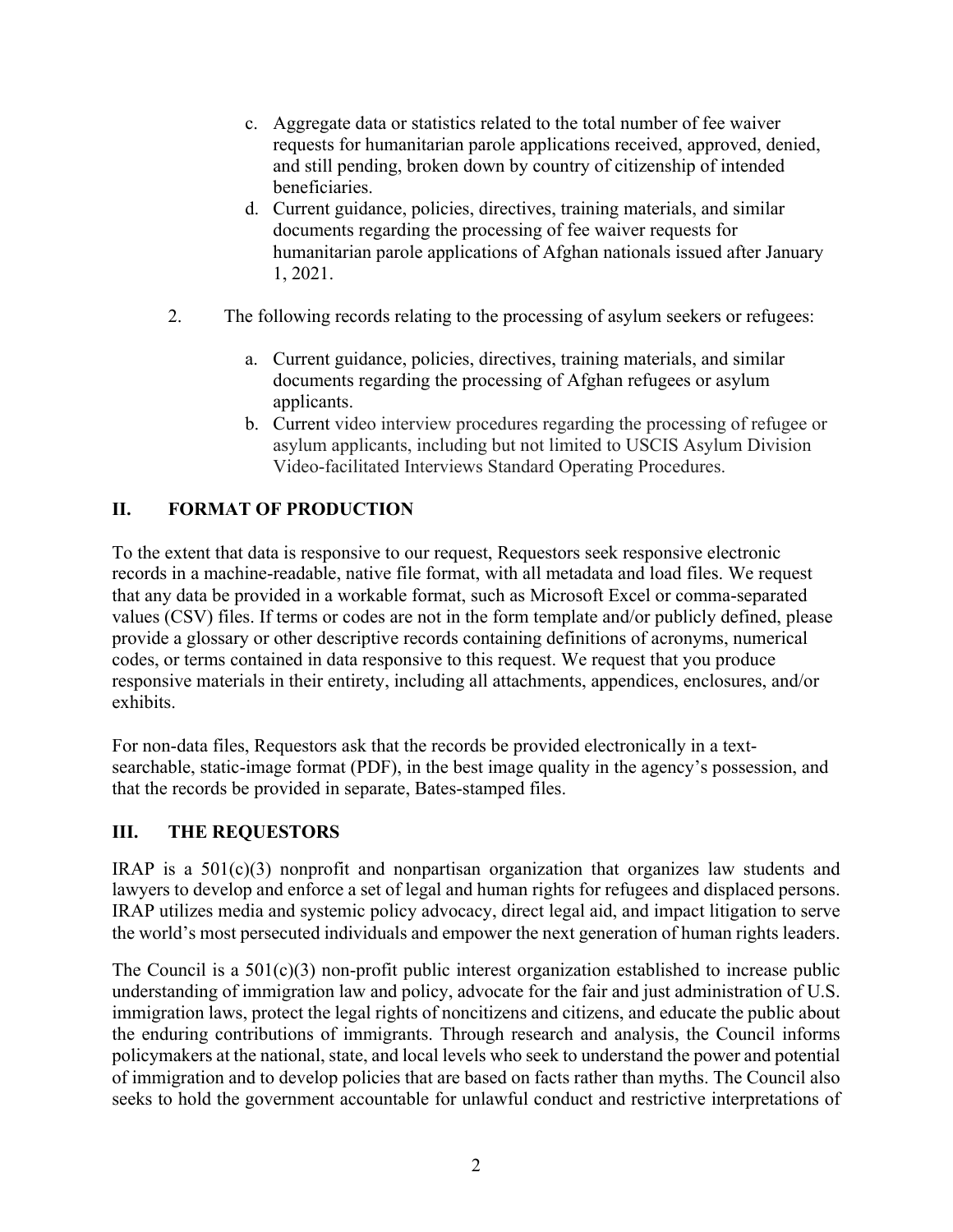c. Aggregate data or statistics related to the total number of fee waiver requests for humanitarian parole applications received, approved, denied, and still pending, broken down by country of citizenship of intended beneficiaries.

d. Current guidance, policies, directives, training materials, and similar documents regarding the processing of fee waiver requests for humanitarian parole applications of Afghan nationals issued after January 1, 2021.

2. The following records relating to the processing of asylum seekers or refugees:

   a. Current guidance, policies, directives, training materials, and similar documents regarding the processing of Afghan refugees or asylum applicants.

   b. Current video interview procedures regarding the processing of refugee or asylum applicants, including but not limited to USCIS Asylum Division Video-facilitated Interviews Standard Operating Procedures.

## II. FORMAT OF PRODUCTION

To the extent that data is responsive to our request, Requestors seek responsive electronic records in a machine-readable, native file format, with all metadata and load files. We request that any data be provided in a workable format, such as Microsoft Excel or comma-separated values (CSV) files. If terms or codes are not in the form template and/or publicly defined, please provide a glossary or other descriptive records containing definitions of acronyms, numerical codes, or terms contained in data responsive to this request. We request that you produce responsive materials in their entirety, including all attachments, appendices, enclosures, and/or exhibits.

For non-data files, Requestors ask that the records be provided electronically in a text-searchable, static-image format (PDF), in the best image quality in the agency's possession, and that the records be provided in separate, Bates-stamped files.

## III. THE REQUESTORS

IRAP is a 501(c)(3) nonprofit and nonpartisan organization that organizes law students and lawyers to develop and enforce a set of legal and human rights for refugees and displaced persons. IRAP utilizes media and systemic policy advocacy, direct legal aid, and impact litigation to serve the world's most persecuted individuals and empower the next generation of human rights leaders.

The Council is a 501(c)(3) non-profit public interest organization established to increase public understanding of immigration law and policy, advocate for the fair and just administration of U.S. immigration laws, protect the legal rights of noncitizens and citizens, and educate the public about the enduring contributions of immigrants. Through research and analysis, the Council informs policymakers at the national, state, and local levels who seek to understand the power and potential of immigration and to develop policies that are based on facts rather than myths. The Council also seeks to hold the government accountable for unlawful conduct and restrictive interpretations of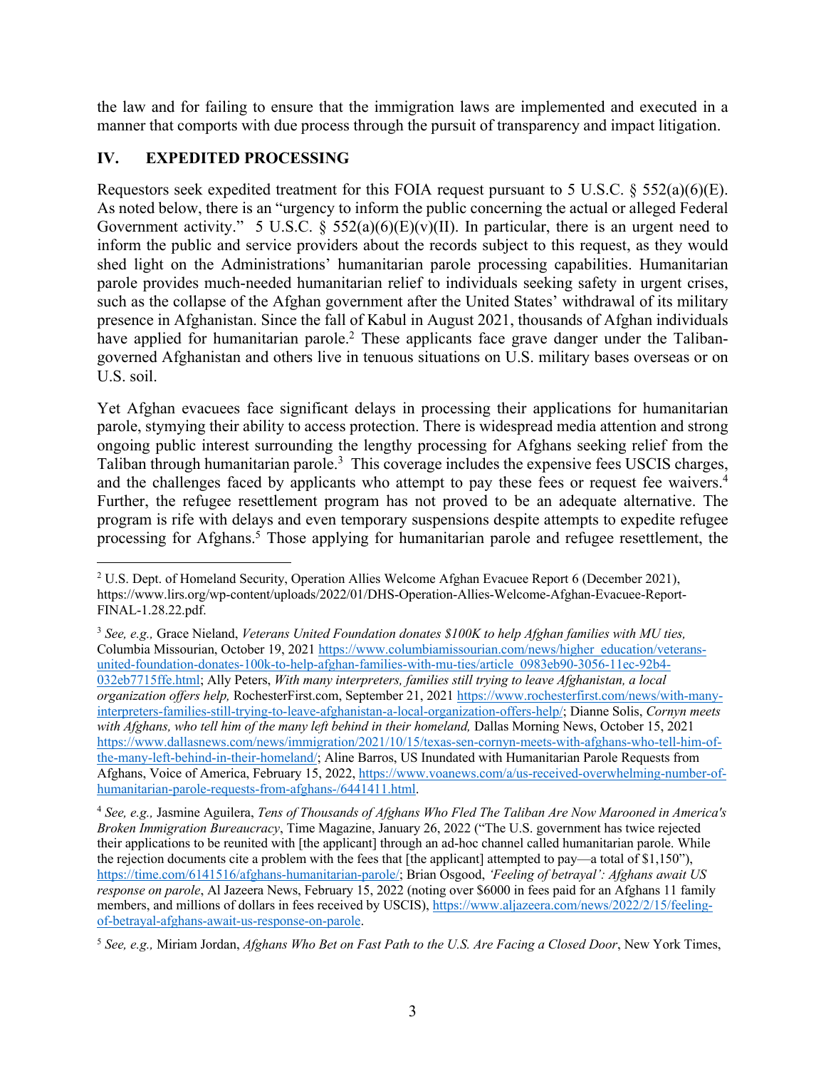the law and for failing to ensure that the immigration laws are implemented and executed in a manner that comports with due process through the pursuit of transparency and impact litigation.

## IV. EXPEDITED PROCESSING

Requestors seek expedited treatment for this FOIA request pursuant to 5 U.S.C. § 552(a)(6)(E). As noted below, there is an "urgency to inform the public concerning the actual or alleged Federal Government activity." 5 U.S.C. § 552(a)(6)(E)(v)(II). In particular, there is an urgent need to inform the public and service providers about the records subject to this request, as they would shed light on the Administrations' humanitarian parole processing capabilities. Humanitarian parole provides much-needed humanitarian relief to individuals seeking safety in urgent crises, such as the collapse of the Afghan government after the United States' withdrawal of its military presence in Afghanistan. Since the fall of Kabul in August 2021, thousands of Afghan individuals have applied for humanitarian parole.[2] These applicants face grave danger under the Taliban-governed Afghanistan and others live in tenuous situations on U.S. military bases overseas or on U.S. soil.

Yet Afghan evacuees face significant delays in processing their applications for humanitarian parole, stymying their ability to access protection. There is widespread media attention and strong ongoing public interest surrounding the lengthy processing for Afghans seeking relief from the Taliban through humanitarian parole.[3] This coverage includes the expensive fees USCIS charges, and the challenges faced by applicants who attempt to pay these fees or request fee waivers.[4] Further, the refugee resettlement program has not proved to be an adequate alternative. The program is rife with delays and even temporary suspensions despite attempts to expedite refugee processing for Afghans.[5] Those applying for humanitarian parole and refugee resettlement, the

---

[2] U.S. Dept. of Homeland Security, Operation Allies Welcome Afghan Evacuee Report 6 (December 2021), https://www.lirs.org/wp-content/uploads/2022/01/DHS-Operation-Allies-Welcome-Afghan-Evacuee-Report-FINAL-1.28.22.pdf.

[3] *See, e.g.,* Grace Nieland, *Veterans United Foundation donates $100K to help Afghan families with MU ties,* Columbia Missourian, October 19, 2021 https://www.columbiamissourian.com/news/higher_education/veterans-united-foundation-donates-100k-to-help-afghan-families-with-mu-ties/article_0983eb90-3056-11ec-92b4-032eb7715ffe.html; Ally Peters, *With many interpreters, families still trying to leave Afghanistan, a local organization offers help,* RochesterFirst.com, September 21, 2021 https://www.rochesterfirst.com/news/with-many-interpreters-families-still-trying-to-leave-afghanistan-a-local-organization-offers-help/; Dianne Solis, *Cornyn meets with Afghans, who tell him of the many left behind in their homeland,* Dallas Morning News, October 15, 2021 https://www.dallasnews.com/news/immigration/2021/10/15/texas-sen-cornyn-meets-with-afghans-who-tell-him-of-the-many-left-behind-in-their-homeland/; Aline Barros, US Inundated with Humanitarian Parole Requests from Afghans, Voice of America, February 15, 2022, https://www.voanews.com/a/us-received-overwhelming-number-of-humanitarian-parole-requests-from-afghans-/6441411.html.

[4] *See, e.g.,* Jasmine Aguilera, *Tens of Thousands of Afghans Who Fled The Taliban Are Now Marooned in America's Broken Immigration Bureaucracy*, Time Magazine, January 26, 2022 ("The U.S. government has twice rejected their applications to be reunited with [the applicant] through an ad-hoc channel called humanitarian parole. While the rejection documents cite a problem with the fees that [the applicant] attempted to pay—a total of $1,150"), https://time.com/6141516/afghans-humanitarian-parole/; Brian Osgood, *'Feeling of betrayal': Afghans await US response on parole*, Al Jazeera News, February 15, 2022 (noting over $6000 in fees paid for an Afghans 11 family members, and millions of dollars in fees received by USCIS), https://www.aljazeera.com/news/2022/2/15/feeling-of-betrayal-afghans-await-us-response-on-parole.

[5] *See, e.g.,* Miriam Jordan, *Afghans Who Bet on Fast Path to the U.S. Are Facing a Closed Door*, New York Times,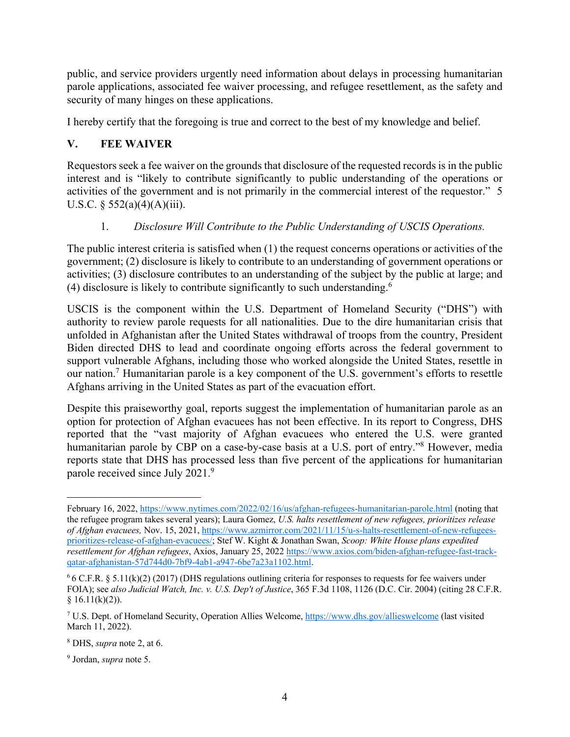public, and service providers urgently need information about delays in processing humanitarian parole applications, associated fee waiver processing, and refugee resettlement, as the safety and security of many hinges on these applications.

I hereby certify that the foregoing is true and correct to the best of my knowledge and belief.

## V. FEE WAIVER

Requestors seek a fee waiver on the grounds that disclosure of the requested records is in the public interest and is "likely to contribute significantly to public understanding of the operations or activities of the government and is not primarily in the commercial interest of the requestor." 5 U.S.C. § 552(a)(4)(A)(iii).

### 1. *Disclosure Will Contribute to the Public Understanding of USCIS Operations.*

The public interest criteria is satisfied when (1) the request concerns operations or activities of the government; (2) disclosure is likely to contribute to an understanding of government operations or activities; (3) disclosure contributes to an understanding of the subject by the public at large; and (4) disclosure is likely to contribute significantly to such understanding.[6]

USCIS is the component within the U.S. Department of Homeland Security ("DHS") with authority to review parole requests for all nationalities. Due to the dire humanitarian crisis that unfolded in Afghanistan after the United States withdrawal of troops from the country, President Biden directed DHS to lead and coordinate ongoing efforts across the federal government to support vulnerable Afghans, including those who worked alongside the United States, resettle in our nation.[7] Humanitarian parole is a key component of the U.S. government's efforts to resettle Afghans arriving in the United States as part of the evacuation effort.

Despite this praiseworthy goal, reports suggest the implementation of humanitarian parole as an option for protection of Afghan evacuees has not been effective. In its report to Congress, DHS reported that the "vast majority of Afghan evacuees who entered the U.S. were granted humanitarian parole by CBP on a case-by-case basis at a U.S. port of entry."[8] However, media reports state that DHS has processed less than five percent of the applications for humanitarian parole received since July 2021.[9]

---

February 16, 2022, https://www.nytimes.com/2022/02/16/us/afghan-refugees-humanitarian-parole.html (noting that the refugee program takes several years); Laura Gomez, *U.S. halts resettlement of new refugees, prioritizes release of Afghan evacuees,* Nov. 15, 2021, https://www.azmirror.com/2021/11/15/u-s-halts-resettlement-of-new-refugees-prioritizes-release-of-afghan-evacuees/; Stef W. Kight & Jonathan Swan, *Scoop: White House plans expedited resettlement for Afghan refugees*, Axios, January 25, 2022 https://www.axios.com/biden-afghan-refugee-fast-track-qatar-afghanistan-57d744d0-7bf9-4ab1-a947-6be7a23a1102.html.

[6] 6 C.F.R. § 5.11(k)(2) (2017) (DHS regulations outlining criteria for responses to requests for fee waivers under FOIA); see *also Judicial Watch, Inc. v. U.S. Dep't of Justice*, 365 F.3d 1108, 1126 (D.C. Cir. 2004) (citing 28 C.F.R. § 16.11(k)(2)).

[7] U.S. Dept. of Homeland Security, Operation Allies Welcome, https://www.dhs.gov/allieswelcome (last visited March 11, 2022).

[8] DHS, *supra* note 2, at 6.

[9] Jordan, *supra* note 5.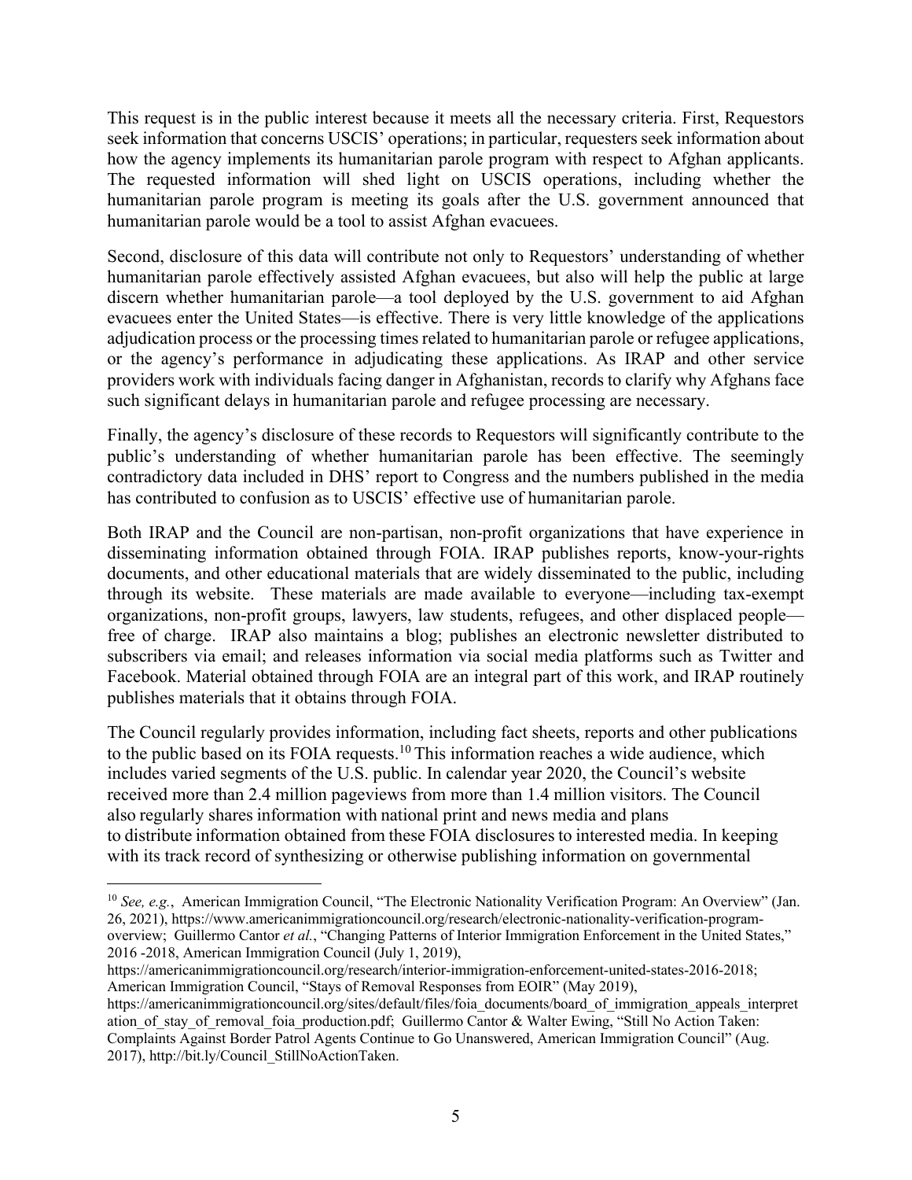This request is in the public interest because it meets all the necessary criteria. First, Requestors seek information that concerns USCIS' operations; in particular, requesters seek information about how the agency implements its humanitarian parole program with respect to Afghan applicants. The requested information will shed light on USCIS operations, including whether the humanitarian parole program is meeting its goals after the U.S. government announced that humanitarian parole would be a tool to assist Afghan evacuees.

Second, disclosure of this data will contribute not only to Requestors' understanding of whether humanitarian parole effectively assisted Afghan evacuees, but also will help the public at large discern whether humanitarian parole—a tool deployed by the U.S. government to aid Afghan evacuees enter the United States—is effective. There is very little knowledge of the applications adjudication process or the processing times related to humanitarian parole or refugee applications, or the agency's performance in adjudicating these applications. As IRAP and other service providers work with individuals facing danger in Afghanistan, records to clarify why Afghans face such significant delays in humanitarian parole and refugee processing are necessary.

Finally, the agency's disclosure of these records to Requestors will significantly contribute to the public's understanding of whether humanitarian parole has been effective. The seemingly contradictory data included in DHS' report to Congress and the numbers published in the media has contributed to confusion as to USCIS' effective use of humanitarian parole.

Both IRAP and the Council are non-partisan, non-profit organizations that have experience in disseminating information obtained through FOIA. IRAP publishes reports, know-your-rights documents, and other educational materials that are widely disseminated to the public, including through its website. These materials are made available to everyone—including tax-exempt organizations, non-profit groups, lawyers, law students, refugees, and other displaced people—free of charge. IRAP also maintains a blog; publishes an electronic newsletter distributed to subscribers via email; and releases information via social media platforms such as Twitter and Facebook. Material obtained through FOIA are an integral part of this work, and IRAP routinely publishes materials that it obtains through FOIA.

The Council regularly provides information, including fact sheets, reports and other publications to the public based on its FOIA requests.[10] This information reaches a wide audience, which includes varied segments of the U.S. public. In calendar year 2020, the Council's website received more than 2.4 million pageviews from more than 1.4 million visitors. The Council also regularly shares information with national print and news media and plans to distribute information obtained from these FOIA disclosures to interested media. In keeping with its track record of synthesizing or otherwise publishing information on governmental

---

[10] *See, e.g.*, American Immigration Council, "The Electronic Nationality Verification Program: An Overview" (Jan. 26, 2021), https://www.americanimmigrationcouncil.org/research/electronic-nationality-verification-program-overview; Guillermo Cantor *et al.*, "Changing Patterns of Interior Immigration Enforcement in the United States," 2016 -2018, American Immigration Council (July 1, 2019), https://americanimmigrationcouncil.org/research/interior-immigration-enforcement-united-states-2016-2018; American Immigration Council, "Stays of Removal Responses from EOIR" (May 2019), https://americanimmigrationcouncil.org/sites/default/files/foia_documents/board_of_immigration_appeals_interpretation_of_stay_of_removal_foia_production.pdf; Guillermo Cantor & Walter Ewing, "Still No Action Taken: Complaints Against Border Patrol Agents Continue to Go Unanswered, American Immigration Council" (Aug. 2017), http://bit.ly/Council_StillNoActionTaken.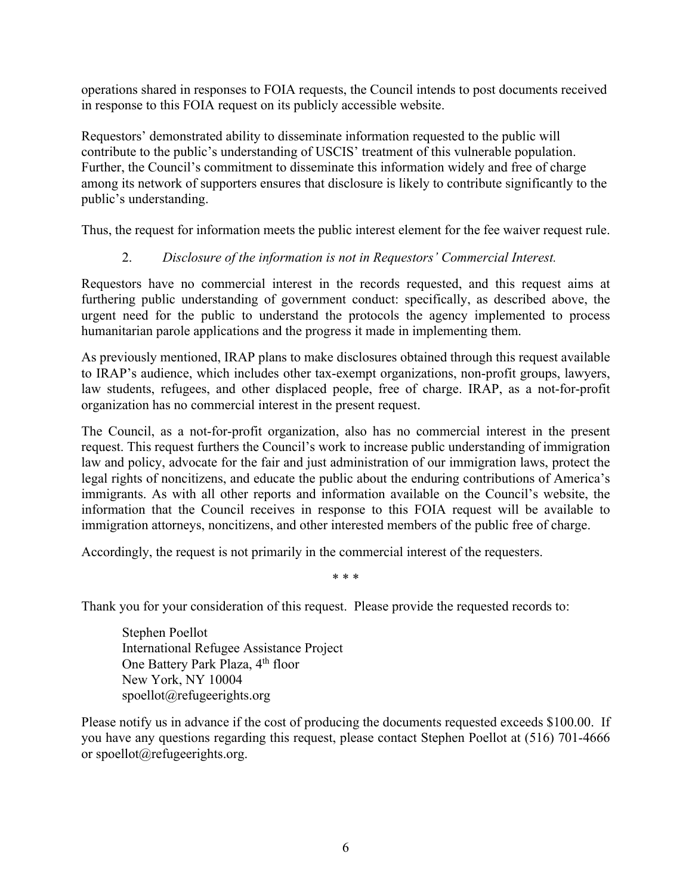operations shared in responses to FOIA requests, the Council intends to post documents received in response to this FOIA request on its publicly accessible website.

Requestors' demonstrated ability to disseminate information requested to the public will contribute to the public's understanding of USCIS' treatment of this vulnerable population. Further, the Council's commitment to disseminate this information widely and free of charge among its network of supporters ensures that disclosure is likely to contribute significantly to the public's understanding.

Thus, the request for information meets the public interest element for the fee waiver request rule.

2. *Disclosure of the information is not in Requestors' Commercial Interest.*

Requestors have no commercial interest in the records requested, and this request aims at furthering public understanding of government conduct: specifically, as described above, the urgent need for the public to understand the protocols the agency implemented to process humanitarian parole applications and the progress it made in implementing them.

As previously mentioned, IRAP plans to make disclosures obtained through this request available to IRAP's audience, which includes other tax-exempt organizations, non-profit groups, lawyers, law students, refugees, and other displaced people, free of charge. IRAP, as a not-for-profit organization has no commercial interest in the present request.

The Council, as a not-for-profit organization, also has no commercial interest in the present request. This request furthers the Council's work to increase public understanding of immigration law and policy, advocate for the fair and just administration of our immigration laws, protect the legal rights of noncitizens, and educate the public about the enduring contributions of America's immigrants. As with all other reports and information available on the Council's website, the information that the Council receives in response to this FOIA request will be available to immigration attorneys, noncitizens, and other interested members of the public free of charge.

Accordingly, the request is not primarily in the commercial interest of the requesters.

\* \* \*

Thank you for your consideration of this request. Please provide the requested records to:

Stephen Poellot
International Refugee Assistance Project
One Battery Park Plaza, 4th floor
New York, NY 10004
spoellot@refugeerights.org

Please notify us in advance if the cost of producing the documents requested exceeds $100.00. If you have any questions regarding this request, please contact Stephen Poellot at (516) 701-4666 or spoellot@refugeerights.org.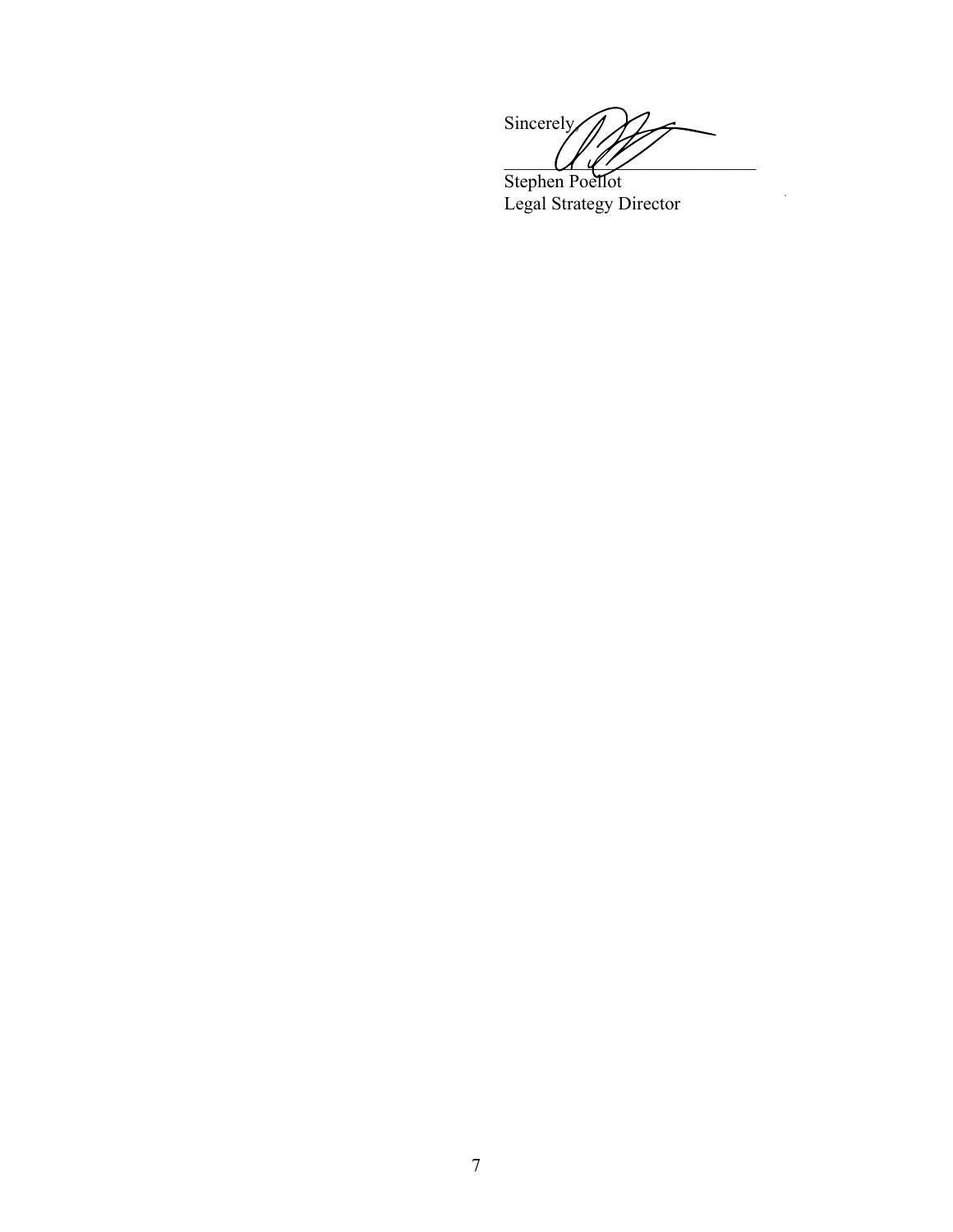Sincerely,

\_\_\_\_\_\_\_\_\_\_\_\_\_\_\_\_\_\_\_\_\_\_\_\_\_\_\_\_\_\_

Stephen Poellot
Legal Strategy Director